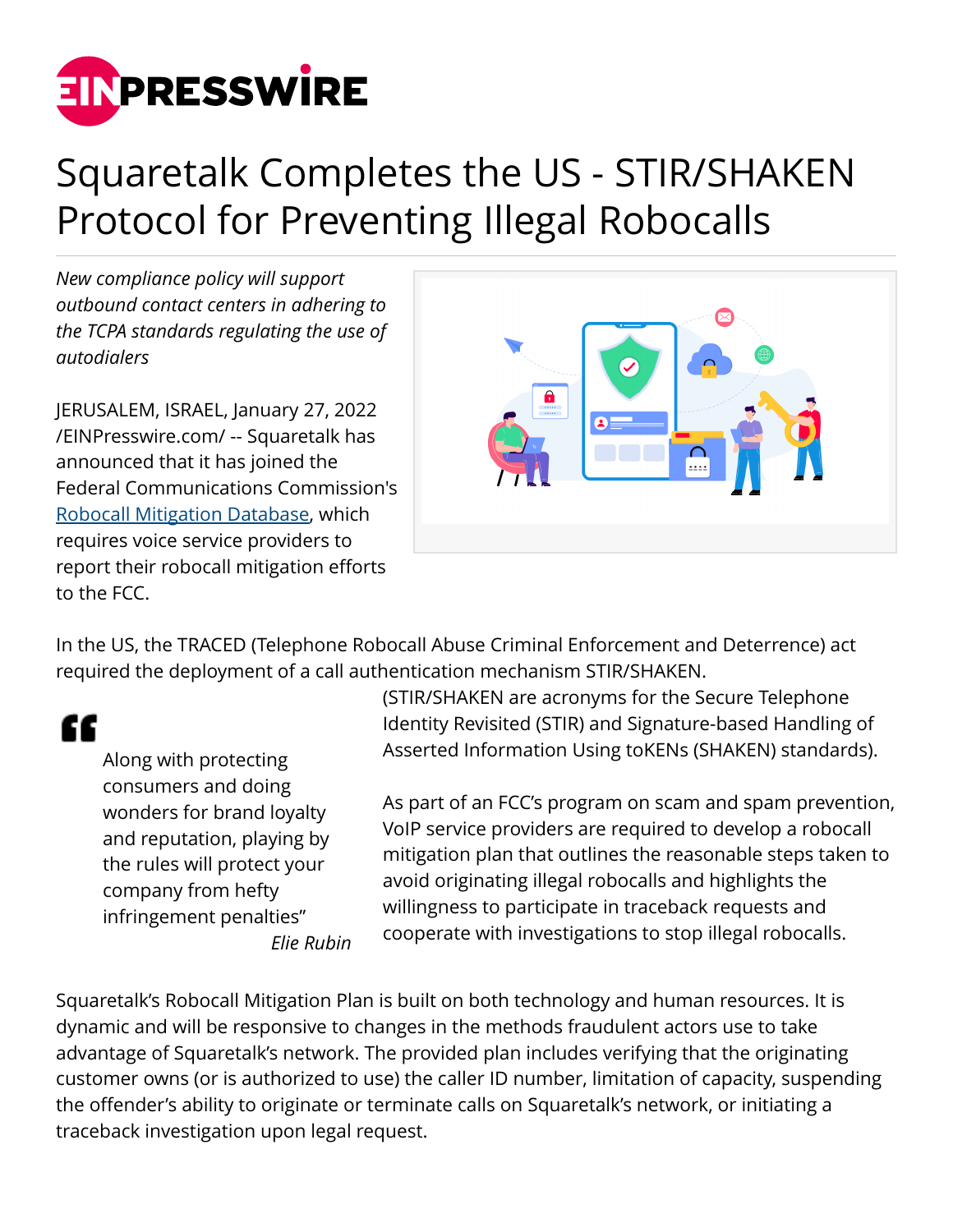# Squaretalk Completes the US - STIR/SHAKEN Protocol for Preventing Illegal Robocalls

*New compliance policy will support outbound contact centers in adhering to the TCPA standards regulating the use of autodialers*

JERUSALEM, ISRAEL, January 27, 2022 /EINPresswire.com/ -- Squaretalk has announced that it has joined the Federal Communications Commission's Robocall Mitigation Database, which requires voice service providers to report their robocall mitigation efforts to the FCC.

In the US, the TRACED (Telephone Robocall Abuse Criminal Enforcement and Deterrence) act required the deployment of a call authentication mechanism STIR/SHAKEN. (STIR/SHAKEN are acronyms for the Secure Telephone Identity Revisited (STIR) and Signature-based Handling of Asserted Information Using toKENs (SHAKEN) standards).

> Along with protecting consumers and doing wonders for brand loyalty and reputation, playing by the rules will protect your company from hefty infringement penalties"
>
> *Elie Rubin*

As part of an FCC's program on scam and spam prevention, VoIP service providers are required to develop a robocall mitigation plan that outlines the reasonable steps taken to avoid originating illegal robocalls and highlights the willingness to participate in traceback requests and cooperate with investigations to stop illegal robocalls.

Squaretalk's Robocall Mitigation Plan is built on both technology and human resources. It is dynamic and will be responsive to changes in the methods fraudulent actors use to take advantage of Squaretalk's network. The provided plan includes verifying that the originating customer owns (or is authorized to use) the caller ID number, limitation of capacity, suspending the offender's ability to originate or terminate calls on Squaretalk's network, or initiating a traceback investigation upon legal request.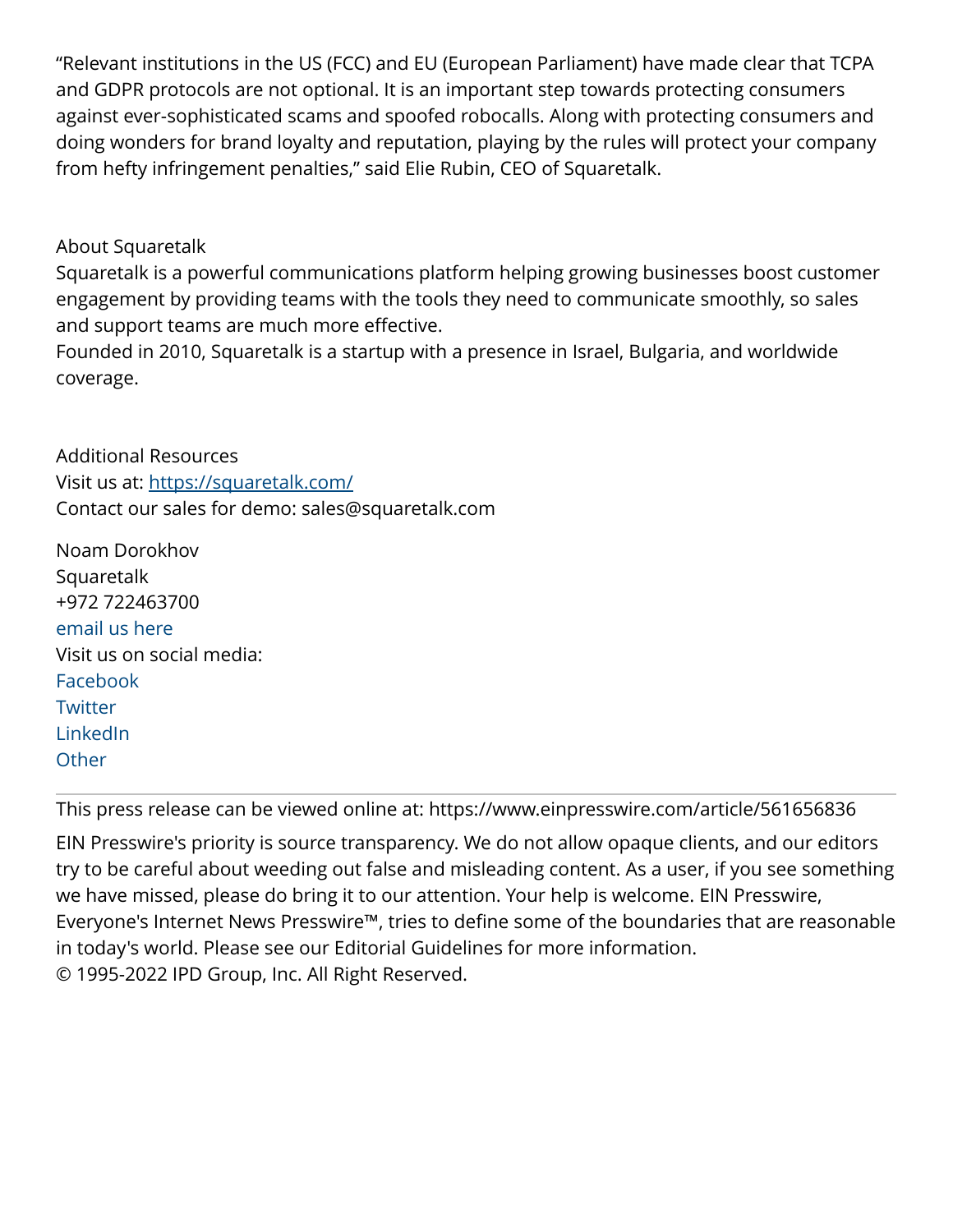“Relevant institutions in the US (FCC) and EU (European Parliament) have made clear that TCPA and GDPR protocols are not optional. It is an important step towards protecting consumers against ever-sophisticated scams and spoofed robocalls. Along with protecting consumers and doing wonders for brand loyalty and reputation, playing by the rules will protect your company from hefty infringement penalties,” said Elie Rubin, CEO of Squaretalk.

About Squaretalk
Squaretalk is a powerful communications platform helping growing businesses boost customer engagement by providing teams with the tools they need to communicate smoothly, so sales and support teams are much more effective.
Founded in 2010, Squaretalk is a startup with a presence in Israel, Bulgaria, and worldwide coverage.

Additional Resources
Visit us at: https://squaretalk.com/
Contact our sales for demo: sales@squaretalk.com

Noam Dorokhov
Squaretalk
+972 722463700
email us here
Visit us on social media:
Facebook
Twitter
LinkedIn
Other

---

This press release can be viewed online at: https://www.einpresswire.com/article/561656836

EIN Presswire's priority is source transparency. We do not allow opaque clients, and our editors try to be careful about weeding out false and misleading content. As a user, if you see something we have missed, please do bring it to our attention. Your help is welcome. EIN Presswire, Everyone's Internet News Presswire™, tries to define some of the boundaries that are reasonable in today's world. Please see our Editorial Guidelines for more information.
© 1995-2022 IPD Group, Inc. All Right Reserved.